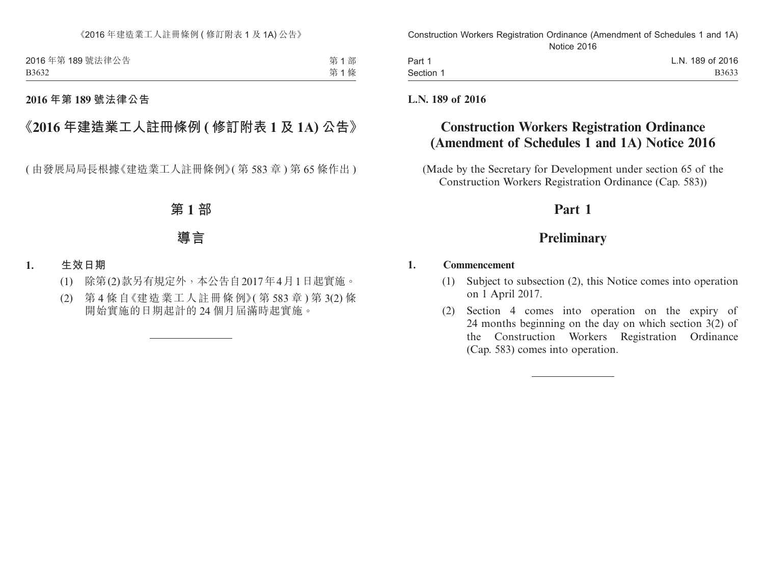**2016 年第 189 號法律公告**

# 《2016 年建造業工人註冊條例 (修訂附表 1 及 1A) 公告》

(由發展局局長根據《建造業工人註冊條例》(第 583 章) 第 65 條作出)

## 第 1 部

## 導言

**1. 生效日期**

(1) 除第(2)款另有規定外，本公告自2017年4月1日起實施。

(2) 第 4 條自《建造業工人註冊條例》(第 583 章) 第 3(2) 條開始實施的日期起計的 24 個月屆滿時起實施。

---

**L.N. 189 of 2016**

# Construction Workers Registration Ordinance (Amendment of Schedules 1 and 1A) Notice 2016

(Made by the Secretary for Development under section 65 of the Construction Workers Registration Ordinance (Cap. 583))

## Part 1

## Preliminary

**1. Commencement**

(1) Subject to subsection (2), this Notice comes into operation on 1 April 2017.

(2) Section 4 comes into operation on the expiry of 24 months beginning on the day on which section 3(2) of the Construction Workers Registration Ordinance (Cap. 583) comes into operation.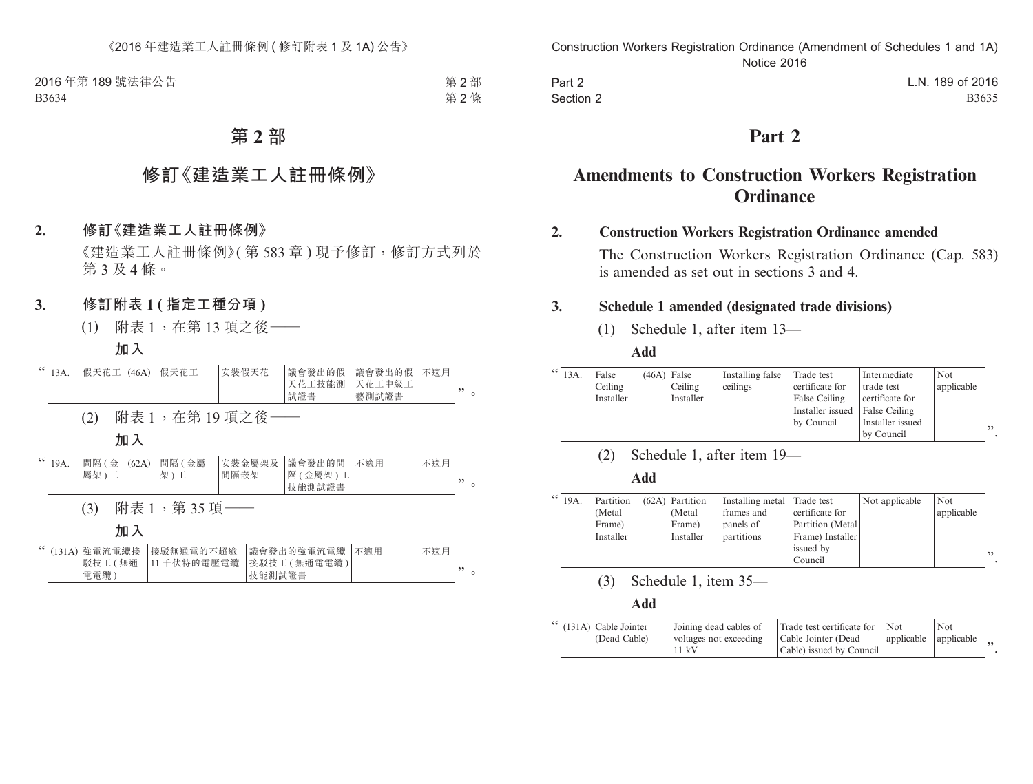# 第 2 部

## 修訂《建造業工人註冊條例》

**2. 修訂《建造業工人註冊條例》**

《建造業工人註冊條例》(第 583 章) 現予修訂，修訂方式列於第 3 及 4 條。

**3. 修訂附表 1 (指定工種分項)**

(1) 附表 1，在第 13 項之後——

**加入**

| | | | | | | |
|---|---|---|---|---|---|---|
| “13A. | 假天花工 | (46A) 假天花工 | 安裝假天花 | 議會發出的假天花工技能測試證書 | 議會發出的假天花工中級工藝測試證書 | 不適用 |

”。

(2) 附表 1，在第 19 項之後——

**加入**

| | | | | | | |
|---|---|---|---|---|---|---|
| “19A. | 間隔 (金屬架) 工 | (62A) 間隔 (金屬架) 工 | 安裝金屬架及間隔嵌架 | 議會發出的間隔 (金屬架) 工技能測試證書 | 不適用 | 不適用 |

”。

(3) 附表 1，第 35 項——

**加入**

| | | | | |
|---|---|---|---|---|
| “(131A) 強電流電纜接駁技工 (無通電電纜) | 接駁無通電的不超逾 11 千伏特的電壓電纜 | 議會發出的強電流電纜接駁技工 (無通電電纜) 技能測試證書 | 不適用 | 不適用 |

”。

# Part 2

## Amendments to Construction Workers Registration Ordinance

**2. Construction Workers Registration Ordinance amended**

The Construction Workers Registration Ordinance (Cap. 583) is amended as set out in sections 3 and 4.

**3. Schedule 1 amended (designated trade divisions)**

(1) Schedule 1, after item 13—

**Add**

| | | | | | | |
|---|---|---|---|---|---|---|
| “13A. | False Ceiling Installer | (46A) False Ceiling Installer | Installing false ceilings | Trade test certificate for False Ceiling Installer issued by Council | Intermediate trade test certificate for False Ceiling Installer issued by Council | Not applicable |

”.

(2) Schedule 1, after item 19—

**Add**

| | | | | | | |
|---|---|---|---|---|---|---|
| “19A. | Partition (Metal Frame) Installer | (62A) Partition (Metal Frame) Installer | Installing metal frames and panels of partitions | Trade test certificate for Partition (Metal Frame) Installer issued by Council | Not applicable | Not applicable |

”.

(3) Schedule 1, item 35—

**Add**

| | | | | |
|---|---|---|---|---|
| “(131A) Cable Jointer (Dead Cable) | Joining dead cables of voltages not exceeding 11 kV | Trade test certificate for Cable Jointer (Dead Cable) issued by Council | Not applicable | Not applicable |

”.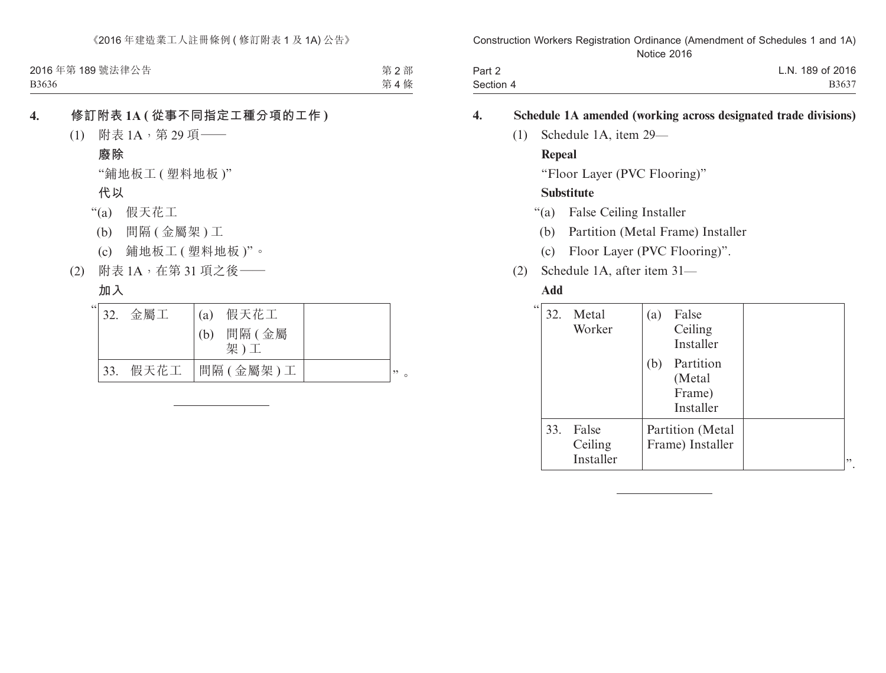**4.　修訂附表 1A (從事不同指定工種分項的工作)**

(1)　附表 1A，第 29 項——

**廢除**

“鋪地板工 (塑料地板)”

**代以**

“(a)　假天花工

(b)　間隔 (金屬架) 工

(c)　鋪地板工 (塑料地板)”。

(2)　附表 1A，在第 31 項之後——

**加入**

“

| | | |
|---|---|---|
| 32.　金屬工 | (a)　假天花工<br>(b)　間隔 (金屬架) 工 | |
| 33.　假天花工 | 間隔 (金屬架) 工 | |

”。

**4.　Schedule 1A amended (working across designated trade divisions)**

(1)　Schedule 1A, item 29—

**Repeal**

“Floor Layer (PVC Flooring)”

**Substitute**

“(a)　False Ceiling Installer

(b)　Partition (Metal Frame) Installer

(c)　Floor Layer (PVC Flooring)”.

(2)　Schedule 1A, after item 31—

**Add**

“

| | | |
|---|---|---|
| 32.　Metal Worker | (a)　False Ceiling Installer<br>(b)　Partition (Metal Frame) Installer | |
| 33.　False Ceiling Installer | Partition (Metal Frame) Installer | |

”.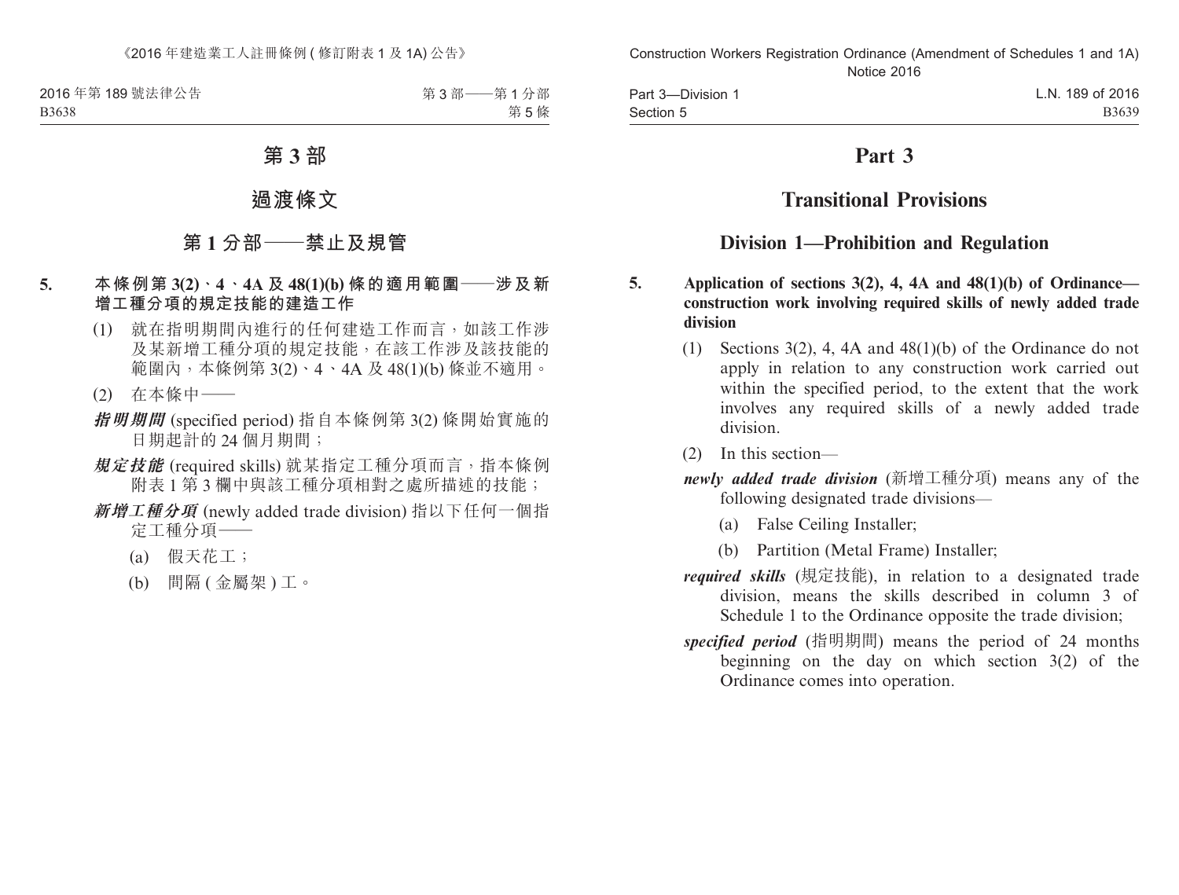# 第 3 部

# 過渡條文

## 第 1 分部——禁止及規管

**5. 本條例第 3(2)、4、4A 及 48(1)(b) 條的適用範圍——涉及新增工種分項的規定技能的建造工作**

(1) 就在指明期間內進行的任何建造工作而言，如該工作涉及某新增工種分項的規定技能，在該工作涉及該技能的範圍內，本條例第 3(2)、4、4A 及 48(1)(b) 條並不適用。

(2) 在本條中——

***指明期間*** (specified period) 指自本條例第 3(2) 條開始實施的日期起計的 24 個月期間；

***規定技能*** (required skills) 就某指定工種分項而言，指本條例附表 1 第 3 欄中與該工種分項相對之處所描述的技能；

***新增工種分項*** (newly added trade division) 指以下任何一個指定工種分項——

(a) 假天花工；

(b) 間隔 (金屬架) 工。

# Part 3

# Transitional Provisions

## Division 1—Prohibition and Regulation

**5. Application of sections 3(2), 4, 4A and 48(1)(b) of Ordinance—construction work involving required skills of newly added trade division**

(1) Sections 3(2), 4, 4A and 48(1)(b) of the Ordinance do not apply in relation to any construction work carried out within the specified period, to the extent that the work involves any required skills of a newly added trade division.

(2) In this section—

***newly added trade division*** (新增工種分項) means any of the following designated trade divisions—

(a) False Ceiling Installer;

(b) Partition (Metal Frame) Installer;

***required skills*** (規定技能), in relation to a designated trade division, means the skills described in column 3 of Schedule 1 to the Ordinance opposite the trade division;

***specified period*** (指明期間) means the period of 24 months beginning on the day on which section 3(2) of the Ordinance comes into operation.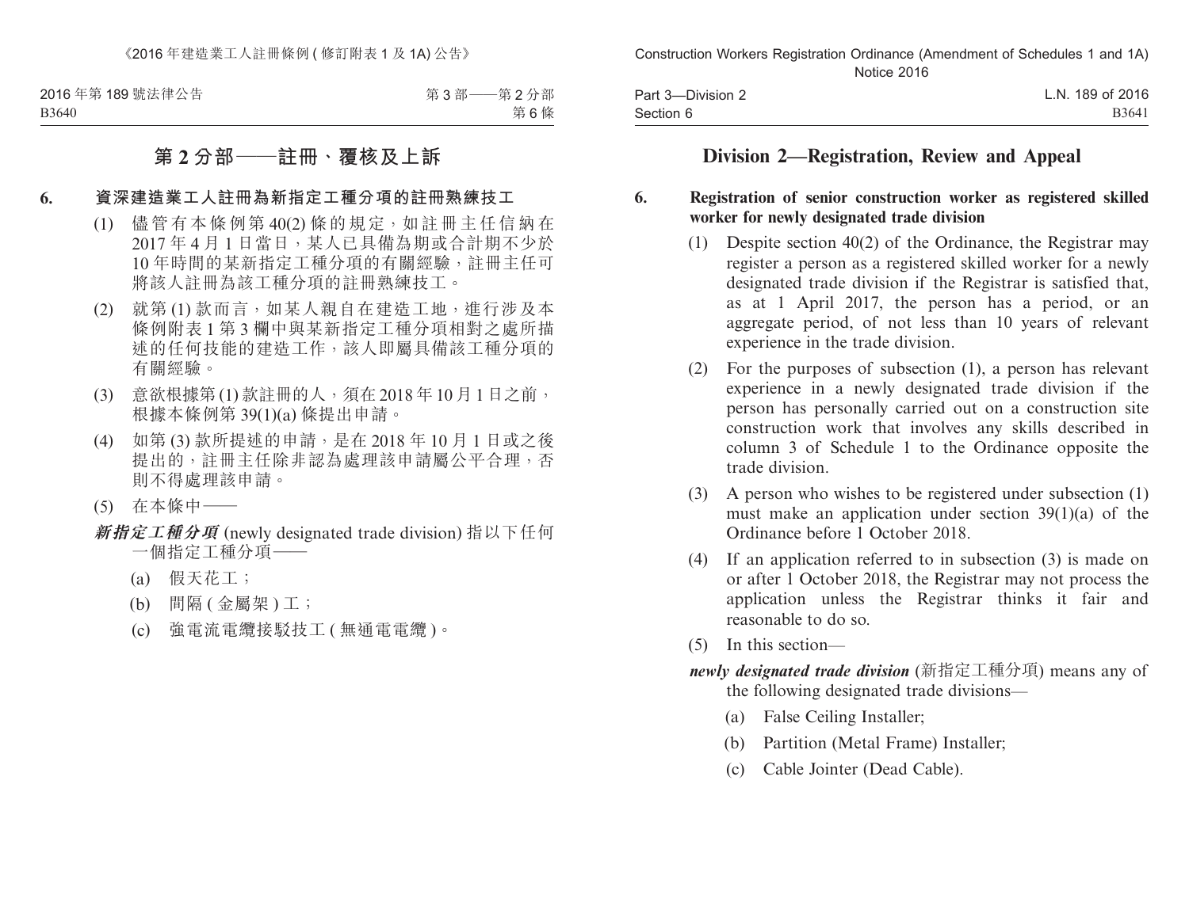## 第 2 分部——註冊、覆核及上訴

**6. 資深建造業工人註冊為新指定工種分項的註冊熟練技工**

(1) 儘管有本條例第 40(2) 條的規定，如註冊主任信納在 2017 年 4 月 1 日當日，某人已具備為期或合計期不少於 10 年時間的某新指定工種分項的有關經驗，註冊主任可將該人註冊為該工種分項的註冊熟練技工。

(2) 就第 (1) 款而言，如某人親自在建造工地，進行涉及本條例附表 1 第 3 欄中與某新指定工種分項相對之處所描述的任何技能的建造工作，該人即屬具備該工種分項的有關經驗。

(3) 意欲根據第 (1) 款註冊的人，須在 2018 年 10 月 1 日之前，根據本條例第 39(1)(a) 條提出申請。

(4) 如第 (3) 款所提述的申請，是在 2018 年 10 月 1 日或之後提出的，註冊主任除非認為處理該申請屬公平合理，否則不得處理該申請。

(5) 在本條中——

***新指定工種分項*** (newly designated trade division) 指以下任何一個指定工種分項——

(a) 假天花工；

(b) 間隔 ( 金屬架 ) 工；

(c) 強電流電纜接駁技工 ( 無通電電纜 )。

## Division 2—Registration, Review and Appeal

**6. Registration of senior construction worker as registered skilled worker for newly designated trade division**

(1) Despite section 40(2) of the Ordinance, the Registrar may register a person as a registered skilled worker for a newly designated trade division if the Registrar is satisfied that, as at 1 April 2017, the person has a period, or an aggregate period, of not less than 10 years of relevant experience in the trade division.

(2) For the purposes of subsection (1), a person has relevant experience in a newly designated trade division if the person has personally carried out on a construction site construction work that involves any skills described in column 3 of Schedule 1 to the Ordinance opposite the trade division.

(3) A person who wishes to be registered under subsection (1) must make an application under section 39(1)(a) of the Ordinance before 1 October 2018.

(4) If an application referred to in subsection (3) is made on or after 1 October 2018, the Registrar may not process the application unless the Registrar thinks it fair and reasonable to do so.

(5) In this section—

***newly designated trade division*** (新指定工種分項) means any of the following designated trade divisions—

(a) False Ceiling Installer;

(b) Partition (Metal Frame) Installer;

(c) Cable Jointer (Dead Cable).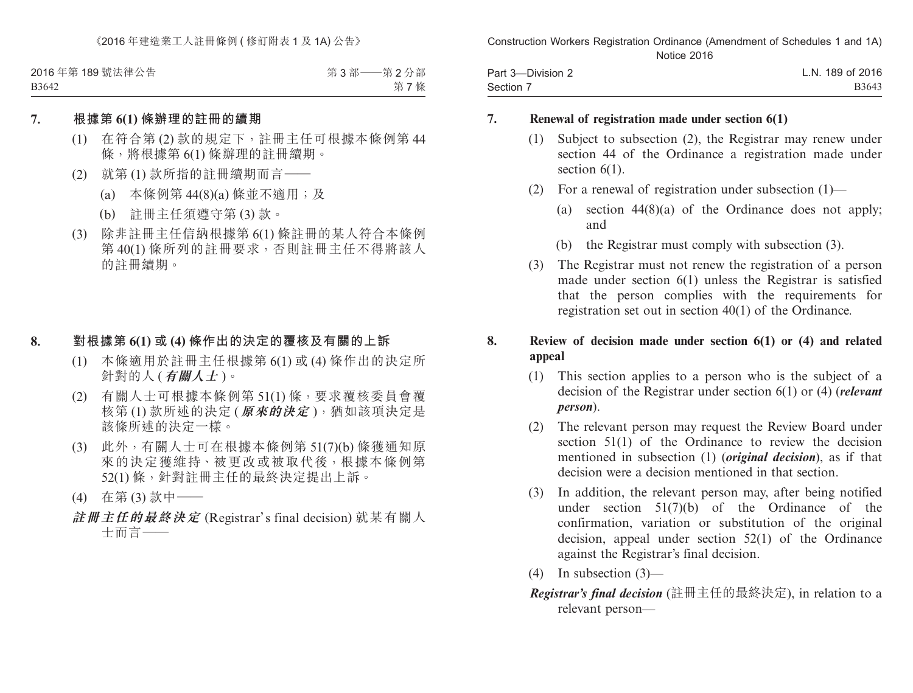## 7. 根據第 6(1) 條辦理的註冊的續期

(1) 在符合第 (2) 款的規定下，註冊主任可根據本條例第 44 條，將根據第 6(1) 條辦理的註冊續期。

(2) 就第 (1) 款所指的註冊續期而言——

(a) 本條例第 44(8)(a) 條並不適用；及

(b) 註冊主任須遵守第 (3) 款。

(3) 除非註冊主任信納根據第 6(1) 條註冊的某人符合本條例第 40(1) 條所列的註冊要求，否則註冊主任不得將該人的註冊續期。

## 8. 對根據第 6(1) 或 (4) 條作出的決定的覆核及有關的上訴

(1) 本條適用於註冊主任根據第 6(1) 或 (4) 條作出的決定所針對的人 (***有關人士***)。

(2) 有關人士可根據本條例第 51(1) 條，要求覆核委員會覆核第 (1) 款所述的決定 (***原來的決定***)，猶如該項決定是該條所述的決定一樣。

(3) 此外，有關人士可在根據本條例第 51(7)(b) 條獲通知原來的決定獲維持、被更改或被取代後，根據本條例第 52(1) 條，針對註冊主任的最終決定提出上訴。

(4) 在第 (3) 款中——

***註冊主任的最終決定*** (Registrar's final decision) 就某有關人士而言——

## 7. Renewal of registration made under section 6(1)

(1) Subject to subsection (2), the Registrar may renew under section 44 of the Ordinance a registration made under section 6(1).

(2) For a renewal of registration under subsection (1)—

(a) section 44(8)(a) of the Ordinance does not apply; and

(b) the Registrar must comply with subsection (3).

(3) The Registrar must not renew the registration of a person made under section 6(1) unless the Registrar is satisfied that the person complies with the requirements for registration set out in section 40(1) of the Ordinance.

## 8. Review of decision made under section 6(1) or (4) and related appeal

(1) This section applies to a person who is the subject of a decision of the Registrar under section 6(1) or (4) (***relevant person***).

(2) The relevant person may request the Review Board under section 51(1) of the Ordinance to review the decision mentioned in subsection (1) (***original decision***), as if that decision were a decision mentioned in that section.

(3) In addition, the relevant person may, after being notified under section 51(7)(b) of the Ordinance of the confirmation, variation or substitution of the original decision, appeal under section 52(1) of the Ordinance against the Registrar's final decision.

(4) In subsection (3)—

***Registrar's final decision*** (註冊主任的最終決定), in relation to a relevant person—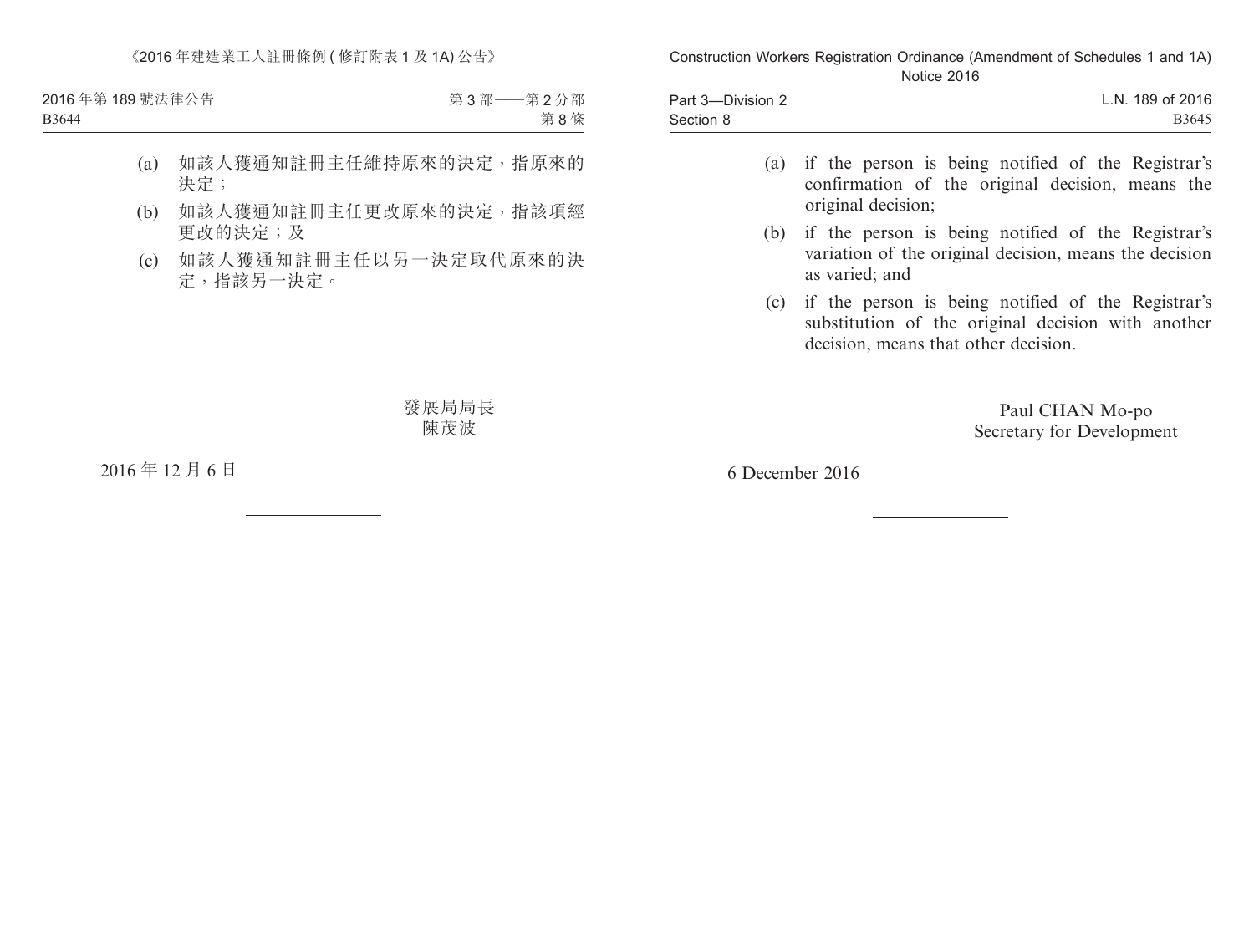(a) 如該人獲通知註冊主任維持原來的決定，指原來的決定；

(b) 如該人獲通知註冊主任更改原來的決定，指該項經更改的決定；及

(c) 如該人獲通知註冊主任以另一決定取代原來的決定，指該另一決定。

發展局局長
陳茂波

2016 年 12 月 6 日

(a) if the person is being notified of the Registrar's confirmation of the original decision, means the original decision;

(b) if the person is being notified of the Registrar's variation of the original decision, means the decision as varied; and

(c) if the person is being notified of the Registrar's substitution of the original decision with another decision, means that other decision.

Paul CHAN Mo-po
Secretary for Development

6 December 2016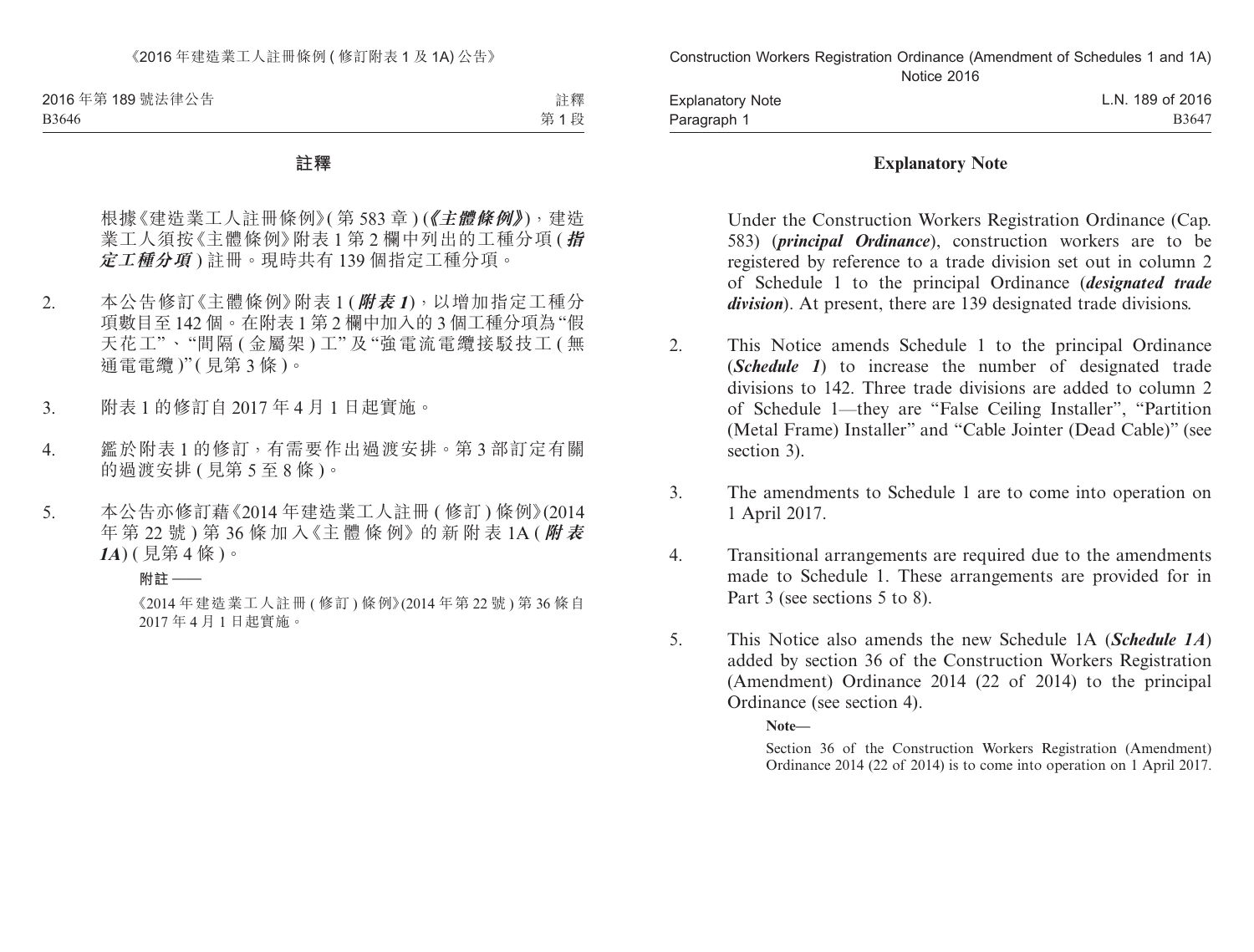## 註釋

根據《建造業工人註冊條例》(第 583 章)(***《主體條例》***)，建造業工人須按《主體條例》附表 1 第 2 欄中列出的工種分項 (***指定工種分項***) 註冊。現時共有 139 個指定工種分項。

2. 本公告修訂《主體條例》附表 1 (***附表 1***)，以增加指定工種分項數目至 142 個。在附表 1 第 2 欄中加入的 3 個工種分項為 “假天花工”、“間隔 (金屬架) 工” 及 “強電流電纜接駁技工 (無通電電纜)” (見第 3 條)。

3. 附表 1 的修訂自 2017 年 4 月 1 日起實施。

4. 鑑於附表 1 的修訂，有需要作出過渡安排。第 3 部訂定有關的過渡安排 (見第 5 至 8 條)。

5. 本公告亦修訂藉《2014 年建造業工人註冊 (修訂) 條例》(2014 年第 22 號) 第 36 條加入《主體條例》的新附表 1A (***附表 1A***) (見第 4 條)。

**附註 ——**

《2014 年建造業工人註冊 (修訂) 條例》(2014 年第 22 號) 第 36 條自 2017 年 4 月 1 日起實施。

## Explanatory Note

Under the Construction Workers Registration Ordinance (Cap. 583) (***principal Ordinance***), construction workers are to be registered by reference to a trade division set out in column 2 of Schedule 1 to the principal Ordinance (***designated trade division***). At present, there are 139 designated trade divisions.

2. This Notice amends Schedule 1 to the principal Ordinance (***Schedule 1***) to increase the number of designated trade divisions to 142. Three trade divisions are added to column 2 of Schedule 1—they are “False Ceiling Installer”, “Partition (Metal Frame) Installer” and “Cable Jointer (Dead Cable)” (see section 3).

3. The amendments to Schedule 1 are to come into operation on 1 April 2017.

4. Transitional arrangements are required due to the amendments made to Schedule 1. These arrangements are provided for in Part 3 (see sections 5 to 8).

5. This Notice also amends the new Schedule 1A (***Schedule 1A***) added by section 36 of the Construction Workers Registration (Amendment) Ordinance 2014 (22 of 2014) to the principal Ordinance (see section 4).

**Note—**

Section 36 of the Construction Workers Registration (Amendment) Ordinance 2014 (22 of 2014) is to come into operation on 1 April 2017.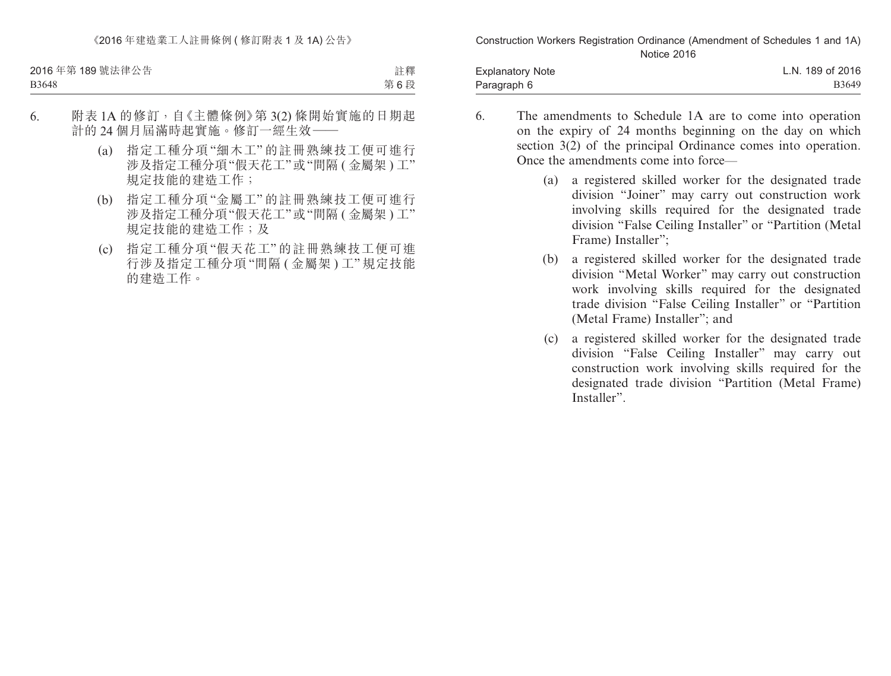6. 附表 1A 的修訂，自《主體條例》第 3(2) 條開始實施的日期起計的 24 個月屆滿時起實施。修訂一經生效——

   (a) 指定工種分項“細木工”的註冊熟練技工便可進行涉及指定工種分項“假天花工”或“間隔 (金屬架) 工”規定技能的建造工作；

   (b) 指定工種分項“金屬工”的註冊熟練技工便可進行涉及指定工種分項“假天花工”或“間隔 (金屬架) 工”規定技能的建造工作；及

   (c) 指定工種分項“假天花工”的註冊熟練技工便可進行涉及指定工種分項“間隔 (金屬架) 工”規定技能的建造工作。

6. The amendments to Schedule 1A are to come into operation on the expiry of 24 months beginning on the day on which section 3(2) of the principal Ordinance comes into operation. Once the amendments come into force—

   (a) a registered skilled worker for the designated trade division “Joiner” may carry out construction work involving skills required for the designated trade division “False Ceiling Installer” or “Partition (Metal Frame) Installer”;

   (b) a registered skilled worker for the designated trade division “Metal Worker” may carry out construction work involving skills required for the designated trade division “False Ceiling Installer” or “Partition (Metal Frame) Installer”; and

   (c) a registered skilled worker for the designated trade division “False Ceiling Installer” may carry out construction work involving skills required for the designated trade division “Partition (Metal Frame) Installer”.